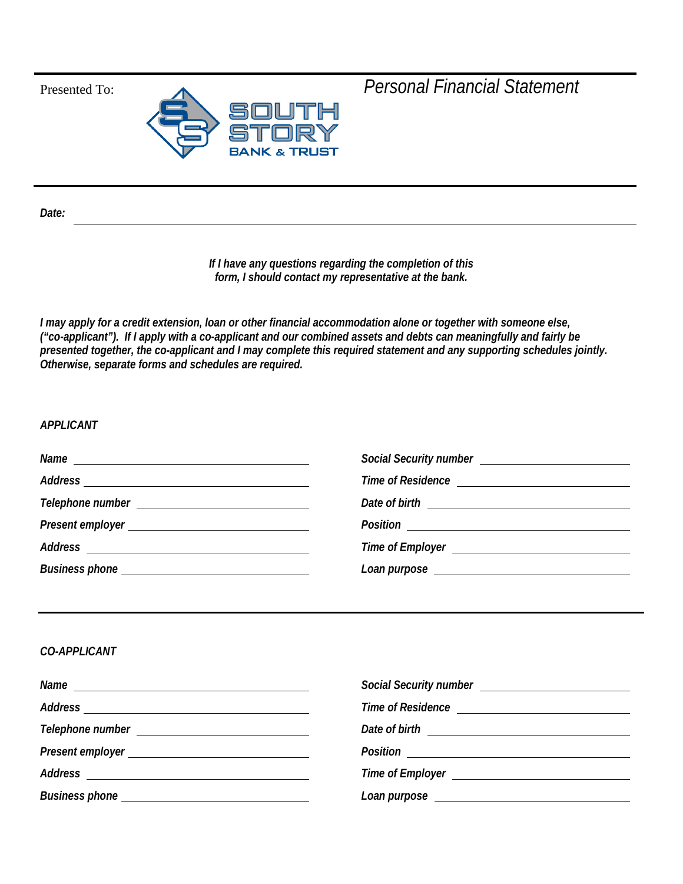Presented To:

SOUTH STORY BANK & TRUST

# *Personal Financial Statement*

***Date:*** \_\_\_\_\_\_\_\_\_\_\_\_\_\_\_\_\_\_\_\_\_\_\_\_\_\_\_\_\_\_\_\_\_\_\_\_\_\_\_\_

***If I have any questions regarding the completion of this form, I should contact my representative at the bank.***

***I may apply for a credit extension, loan or other financial accommodation alone or together with someone else, ("co-applicant"). If I apply with a co-applicant and our combined assets and debts can meaningfully and fairly be presented together, the co-applicant and I may complete this required statement and any supporting schedules jointly. Otherwise, separate forms and schedules are required.***

## *APPLICANT*

***Name*** \_\_\_\_\_\_\_\_\_\_\_\_\_\_\_\_\_\_\_\_\_\_\_\_\_\_\_\_\_\_ ***Social Security number*** \_\_\_\_\_\_\_\_\_\_\_\_\_\_\_\_\_\_\_\_

***Address*** \_\_\_\_\_\_\_\_\_\_\_\_\_\_\_\_\_\_\_\_\_\_\_\_\_\_\_\_\_\_ ***Time of Residence*** \_\_\_\_\_\_\_\_\_\_\_\_\_\_\_\_\_\_\_\_

***Telephone number*** \_\_\_\_\_\_\_\_\_\_\_\_\_\_\_\_\_\_\_\_\_\_\_\_\_\_\_\_\_\_ ***Date of birth*** \_\_\_\_\_\_\_\_\_\_\_\_\_\_\_\_\_\_\_\_

***Present employer*** \_\_\_\_\_\_\_\_\_\_\_\_\_\_\_\_\_\_\_\_\_\_\_\_\_\_\_\_\_\_ ***Position*** \_\_\_\_\_\_\_\_\_\_\_\_\_\_\_\_\_\_\_\_

***Address*** \_\_\_\_\_\_\_\_\_\_\_\_\_\_\_\_\_\_\_\_\_\_\_\_\_\_\_\_\_\_ ***Time of Employer*** \_\_\_\_\_\_\_\_\_\_\_\_\_\_\_\_\_\_\_\_

***Business phone*** \_\_\_\_\_\_\_\_\_\_\_\_\_\_\_\_\_\_\_\_\_\_\_\_\_\_\_\_\_\_ ***Loan purpose*** \_\_\_\_\_\_\_\_\_\_\_\_\_\_\_\_\_\_\_\_

---

## *CO-APPLICANT*

***Name*** \_\_\_\_\_\_\_\_\_\_\_\_\_\_\_\_\_\_\_\_\_\_\_\_\_\_\_\_\_\_ ***Social Security number*** \_\_\_\_\_\_\_\_\_\_\_\_\_\_\_\_\_\_\_\_

***Address*** \_\_\_\_\_\_\_\_\_\_\_\_\_\_\_\_\_\_\_\_\_\_\_\_\_\_\_\_\_\_ ***Time of Residence*** \_\_\_\_\_\_\_\_\_\_\_\_\_\_\_\_\_\_\_\_

***Telephone number*** \_\_\_\_\_\_\_\_\_\_\_\_\_\_\_\_\_\_\_\_\_\_\_\_\_\_\_\_\_\_ ***Date of birth*** \_\_\_\_\_\_\_\_\_\_\_\_\_\_\_\_\_\_\_\_

***Present employer*** \_\_\_\_\_\_\_\_\_\_\_\_\_\_\_\_\_\_\_\_\_\_\_\_\_\_\_\_\_\_ ***Position*** \_\_\_\_\_\_\_\_\_\_\_\_\_\_\_\_\_\_\_\_

***Address*** \_\_\_\_\_\_\_\_\_\_\_\_\_\_\_\_\_\_\_\_\_\_\_\_\_\_\_\_\_\_ ***Time of Employer*** \_\_\_\_\_\_\_\_\_\_\_\_\_\_\_\_\_\_\_\_

***Business phone*** \_\_\_\_\_\_\_\_\_\_\_\_\_\_\_\_\_\_\_\_\_\_\_\_\_\_\_\_\_\_ ***Loan purpose*** \_\_\_\_\_\_\_\_\_\_\_\_\_\_\_\_\_\_\_\_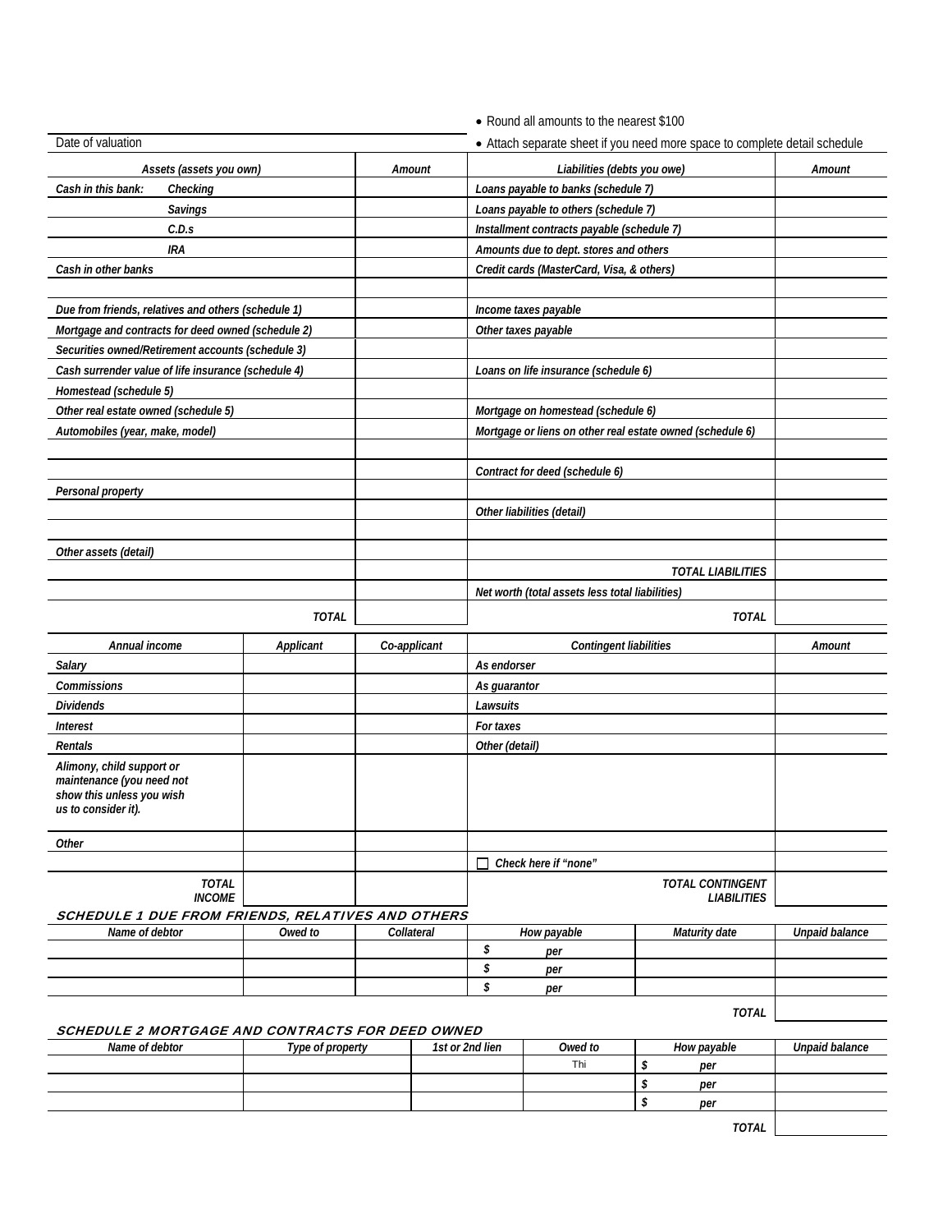- Round all amounts to the nearest $100
- Attach separate sheet if you need more space to complete detail schedule

Date of valuation

| *Assets (assets you own)* | *Amount* | *Liabilities (debts you owe)* | *Amount* |
|---|---|---|---|
| *Cash in this bank: Checking* | | *Loans payable to banks (schedule 7)* | |
| *Savings* | | *Loans payable to others (schedule 7)* | |
| *C.D.s* | | *Installment contracts payable (schedule 7)* | |
| *IRA* | | *Amounts due to dept. stores and others* | |
| *Cash in other banks* | | *Credit cards (MasterCard, Visa, & others)* | |
| | | | |
| *Due from friends, relatives and others (schedule 1)* | | *Income taxes payable* | |
| *Mortgage and contracts for deed owned (schedule 2)* | | *Other taxes payable* | |
| *Securities owned/Retirement accounts (schedule 3)* | | | |
| *Cash surrender value of life insurance (schedule 4)* | | *Loans on life insurance (schedule 6)* | |
| *Homestead (schedule 5)* | | | |
| *Other real estate owned (schedule 5)* | | *Mortgage on homestead (schedule 6)* | |
| *Automobiles (year, make, model)* | | *Mortgage or liens on other real estate owned (schedule 6)* | |
| | | | |
| | | *Contract for deed (schedule 6)* | |
| *Personal property* | | | |
| | | *Other liabilities (detail)* | |
| | | | |
| *Other assets (detail)* | | | |
| | | *TOTAL LIABILITIES* | |
| | | *Net worth (total assets less total liabilities)* | |
| *TOTAL* | | *TOTAL* | |

| *Annual income* | *Applicant* | *Co-applicant* | *Contingent liabilities* | *Amount* |
|---|---|---|---|---|
| *Salary* | | | *As endorser* | |
| *Commissions* | | | *As guarantor* | |
| *Dividends* | | | *Lawsuits* | |
| *Interest* | | | *For taxes* | |
| *Rentals* | | | *Other (detail)* | |
| *Alimony, child support or maintenance (you need not show this unless you wish us to consider it).* | | | | |
| *Other* | | | | |
| | | | ☐ *Check here if "none"* | |
| *TOTAL INCOME* | | | *TOTAL CONTINGENT LIABILITIES* | |

### *SCHEDULE 1 DUE FROM FRIENDS, RELATIVES AND OTHERS*

| *Name of debtor* | *Owed to* | *Collateral* | *How payable* | *Maturity date* | *Unpaid balance* |
|---|---|---|---|---|---|
| | | | *$ per* | | |
| | | | *$ per* | | |
| | | | *$ per* | | |
| | | | | *TOTAL* | |

### *SCHEDULE 2 MORTGAGE AND CONTRACTS FOR DEED OWNED*

| *Name of debtor* | *Type of property* | *1st or 2nd lien* | *Owed to* | *How payable* | *Unpaid balance* |
|---|---|---|---|---|---|
| | | | Thi | *$ per* | |
| | | | | *$ per* | |
| | | | | *$ per* | |
| | | | | *TOTAL* | |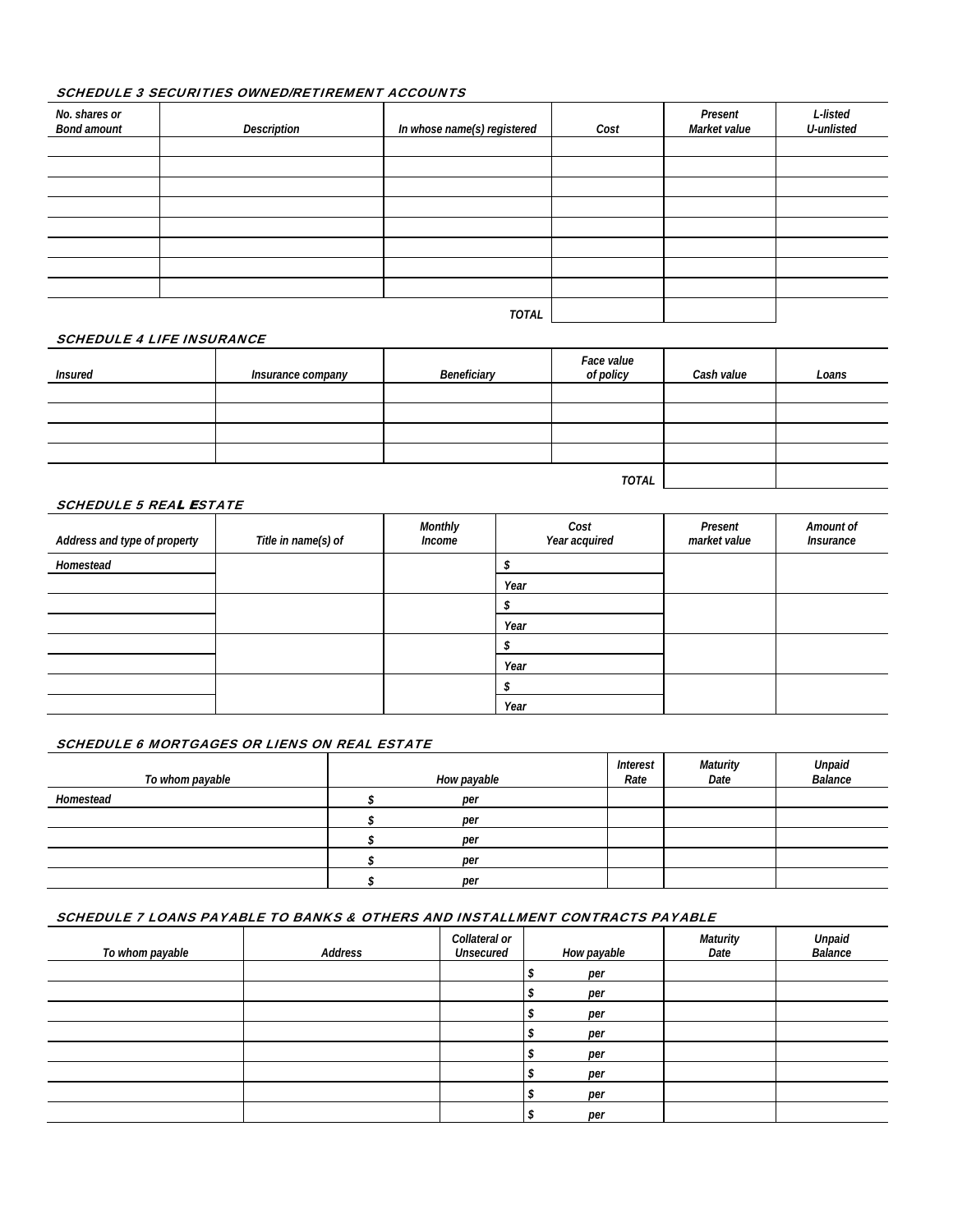### SCHEDULE 3 SECURITIES OWNED/RETIREMENT ACCOUNTS

| No. shares or Bond amount | Description | In whose name(s) registered | Cost | Present Market value | L-listed U-unlisted |
|---|---|---|---|---|---|
| | | | | | |
| | | | | | |
| | | | | | |
| | | | | | |
| | | | | | |
| | | | | | |
| | | | | | |
| | | | | | |
| | | TOTAL | | | |

### SCHEDULE 4 LIFE INSURANCE

| Insured | Insurance company | Beneficiary | Face value of policy | Cash value | Loans |
|---|---|---|---|---|---|
| | | | | | |
| | | | | | |
| | | | | | |
| | | | | | |
| | | | TOTAL | | |

### SCHEDULE 5 REAL ESTATE

| Address and type of property | Title in name(s) of | Monthly Income | Cost Year acquired | Present market value | Amount of Insurance |
|---|---|---|---|---|---|
| Homestead | | | $ | | |
| | | | Year | | |
| | | | $ | | |
| | | | Year | | |
| | | | $ | | |
| | | | Year | | |
| | | | $ | | |
| | | | Year | | |

### SCHEDULE 6 MORTGAGES OR LIENS ON REAL ESTATE

| To whom payable | How payable | Interest Rate | Maturity Date | Unpaid Balance |
|---|---|---|---|---|
| Homestead | $ per | | | |
| | $ per | | | |
| | $ per | | | |
| | $ per | | | |
| | $ per | | | |

### SCHEDULE 7 LOANS PAYABLE TO BANKS & OTHERS AND INSTALLMENT CONTRACTS PAYABLE

| To whom payable | Address | Collateral or Unsecured | How payable | Maturity Date | Unpaid Balance |
|---|---|---|---|---|---|
| | | | $ per | | |
| | | | $ per | | |
| | | | $ per | | |
| | | | $ per | | |
| | | | $ per | | |
| | | | $ per | | |
| | | | $ per | | |
| | | | $ per | | |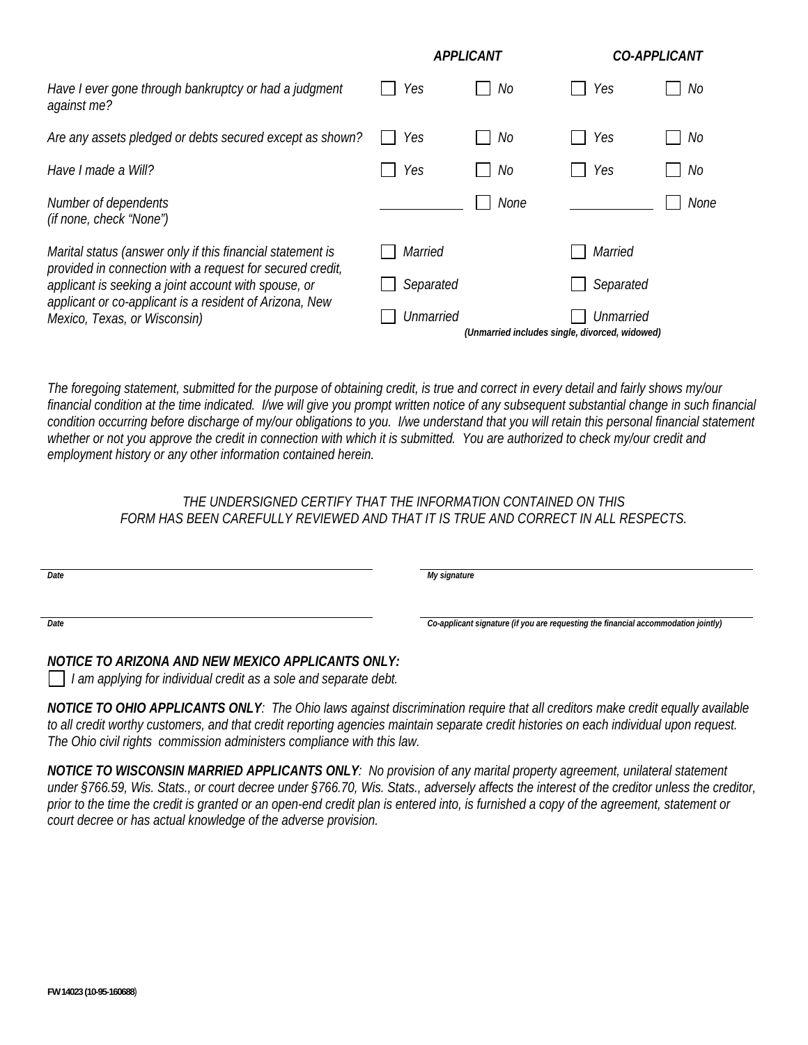| | APPLICANT | | CO-APPLICANT | |
|---|---|---|---|---|
| *Have I ever gone through bankruptcy or had a judgment against me?* | ☐ Yes | ☐ No | ☐ Yes | ☐ No |
| *Are any assets pledged or debts secured except as shown?* | ☐ Yes | ☐ No | ☐ Yes | ☐ No |
| *Have I made a Will?* | ☐ Yes | ☐ No | ☐ Yes | ☐ No |
| *Number of dependents (if none, check "None")* | ________ | ☐ None | ________ | ☐ None |
| *Marital status (answer only if this financial statement is provided in connection with a request for secured credit, applicant is seeking a joint account with spouse, or applicant or co-applicant is a resident of Arizona, New Mexico, Texas, or Wisconsin)* | ☐ Married<br>☐ Separated<br>☐ Unmarried | | ☐ Married<br>☐ Separated<br>☐ Unmarried | |

*(Unmarried includes single, divorced, widowed)*

*The foregoing statement, submitted for the purpose of obtaining credit, is true and correct in every detail and fairly shows my/our financial condition at the time indicated. I/we will give you prompt written notice of any subsequent substantial change in such financial condition occurring before discharge of my/our obligations to you. I/we understand that you will retain this personal financial statement whether or not you approve the credit in connection with which it is submitted. You are authorized to check my/our credit and employment history or any other information contained herein.*

*THE UNDERSIGNED CERTIFY THAT THE INFORMATION CONTAINED ON THIS FORM HAS BEEN CAREFULLY REVIEWED AND THAT IT IS TRUE AND CORRECT IN ALL RESPECTS.*

| | |
|---|---|
| ______________________________ | ______________________________ |
| ***Date*** | ***My signature*** |
| ______________________________ | ______________________________ |
| ***Date*** | ***Co-applicant signature (if you are requesting the financial accommodation jointly)*** |

***NOTICE TO ARIZONA AND NEW MEXICO APPLICANTS ONLY:***

☐ *I am applying for individual credit as a sole and separate debt.*

***NOTICE TO OHIO APPLICANTS ONLY**: The Ohio laws against discrimination require that all creditors make credit equally available to all credit worthy customers, and that credit reporting agencies maintain separate credit histories on each individual upon request. The Ohio civil rights commission administers compliance with this law.*

***NOTICE TO WISCONSIN MARRIED APPLICANTS ONLY**: No provision of any marital property agreement, unilateral statement under §766.59, Wis. Stats., or court decree under §766.70, Wis. Stats., adversely affects the interest of the creditor unless the creditor, prior to the time the credit is granted or an open-end credit plan is entered into, is furnished a copy of the agreement, statement or court decree or has actual knowledge of the adverse provision.*

**FW 14023 (10-95-160688)**